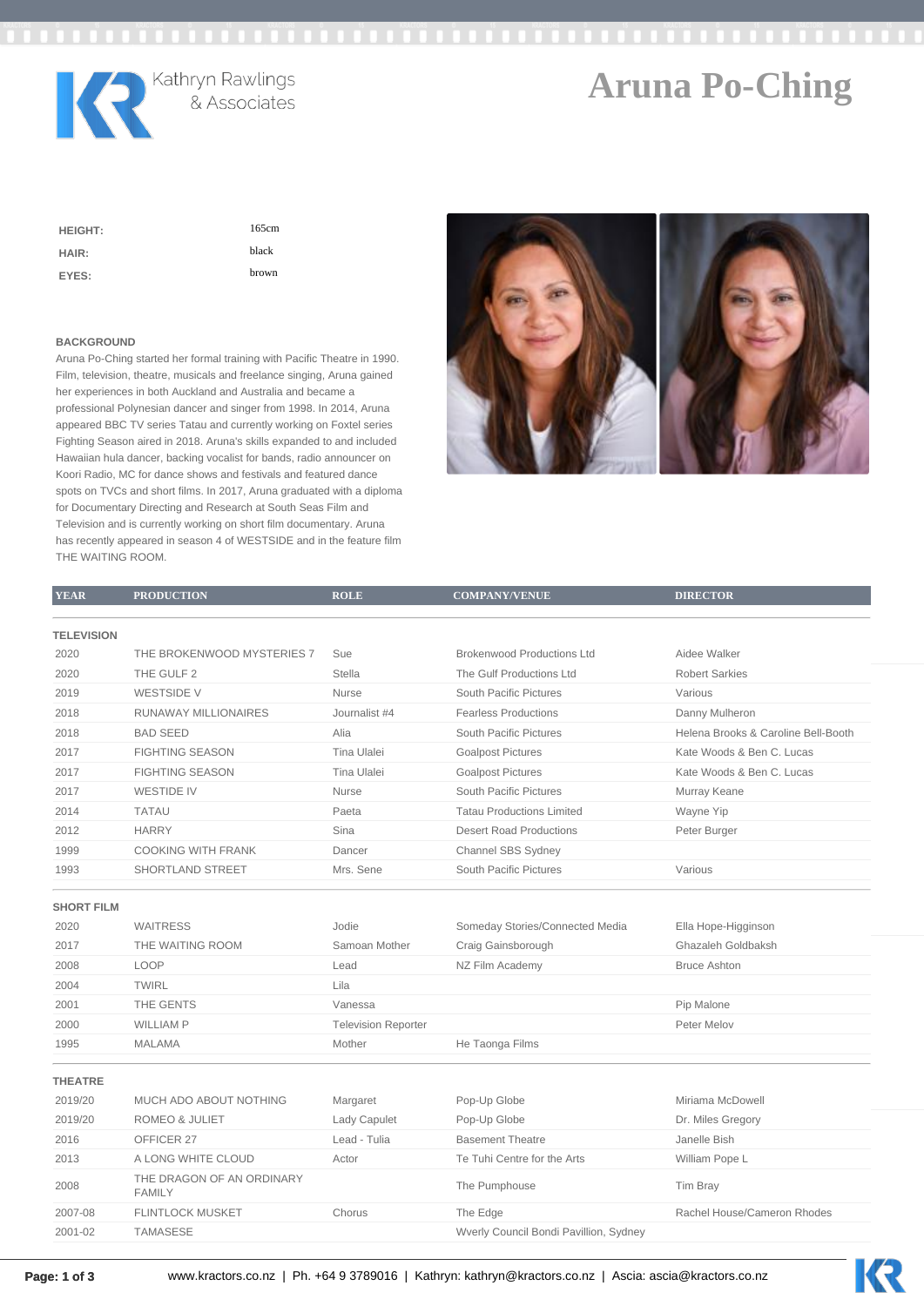Kathryn Rawlings & Associates

# Aruna Po-Ching

| | |
|---|---|
| **HEIGHT:** | 165cm |
| **HAIR:** | black |
| **EYES:** | brown |

### BACKGROUND

Aruna Po-Ching started her formal training with Pacific Theatre in 1990. Film, television, theatre, musicals and freelance singing, Aruna gained her experiences in both Auckland and Australia and became a professional Polynesian dancer and singer from 1998. In 2014, Aruna appeared BBC TV series Tatau and currently working on Foxtel series Fighting Season aired in 2018. Aruna's skills expanded to and included Hawaiian hula dancer, backing vocalist for bands, radio announcer on Koori Radio, MC for dance shows and festivals and featured dance spots on TVCs and short films. In 2017, Aruna graduated with a diploma for Documentary Directing and Research at South Seas Film and Television and is currently working on short film documentary. Aruna has recently appeared in season 4 of WESTSIDE and in the feature film THE WAITING ROOM.

| YEAR | PRODUCTION | ROLE | COMPANY/VENUE | DIRECTOR |
|---|---|---|---|---|
| **TELEVISION** | | | | |
| 2020 | THE BROKENWOOD MYSTERIES 7 | Sue | Brokenwood Productions Ltd | Aidee Walker |
| 2020 | THE GULF 2 | Stella | The Gulf Productions Ltd | Robert Sarkies |
| 2019 | WESTSIDE V | Nurse | South Pacific Pictures | Various |
| 2018 | RUNAWAY MILLIONAIRES | Journalist #4 | Fearless Productions | Danny Mulheron |
| 2018 | BAD SEED | Alia | South Pacific Pictures | Helena Brooks & Caroline Bell-Booth |
| 2017 | FIGHTING SEASON | Tina Ulalei | Goalpost Pictures | Kate Woods & Ben C. Lucas |
| 2017 | FIGHTING SEASON | Tina Ulalei | Goalpost Pictures | Kate Woods & Ben C. Lucas |
| 2017 | WESTIDE IV | Nurse | South Pacific Pictures | Murray Keane |
| 2014 | TATAU | Paeta | Tatau Productions Limited | Wayne Yip |
| 2012 | HARRY | Sina | Desert Road Productions | Peter Burger |
| 1999 | COOKING WITH FRANK | Dancer | Channel SBS Sydney | |
| 1993 | SHORTLAND STREET | Mrs. Sene | South Pacific Pictures | Various |
| **SHORT FILM** | | | | |
| 2020 | WAITRESS | Jodie | Someday Stories/Connected Media | Ella Hope-Higginson |
| 2017 | THE WAITING ROOM | Samoan Mother | Craig Gainsborough | Ghazaleh Goldbaksh |
| 2008 | LOOP | Lead | NZ Film Academy | Bruce Ashton |
| 2004 | TWIRL | Lila | | |
| 2001 | THE GENTS | Vanessa | | Pip Malone |
| 2000 | WILLIAM P | Television Reporter | | Peter Melov |
| 1995 | MALAMA | Mother | He Taonga Films | |
| **THEATRE** | | | | |
| 2019/20 | MUCH ADO ABOUT NOTHING | Margaret | Pop-Up Globe | Miriama McDowell |
| 2019/20 | ROMEO & JULIET | Lady Capulet | Pop-Up Globe | Dr. Miles Gregory |
| 2016 | OFFICER 27 | Lead - Tulia | Basement Theatre | Janelle Bish |
| 2013 | A LONG WHITE CLOUD | Actor | Te Tuhi Centre for the Arts | William Pope L |
| 2008 | THE DRAGON OF AN ORDINARY FAMILY | | The Pumphouse | Tim Bray |
| 2007-08 | FLINTLOCK MUSKET | Chorus | The Edge | Rachel House/Cameron Rhodes |
| 2001-02 | TAMASESE | | Wverly Council Bondi Pavillion, Sydney | |

www.kractors.co.nz | Ph. +64 9 3789016 | Kathryn: kathryn@kractors.co.nz | Ascia: ascia@kractors.co.nz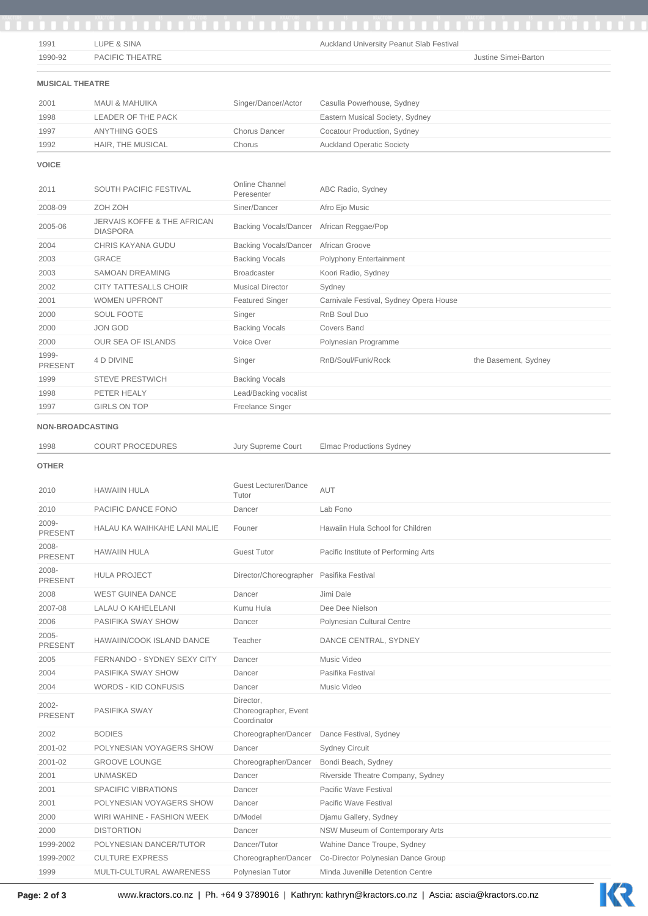| | | | | |
|---|---|---|---|---|
| 1991 | LUPE & SINA | | Auckland University Peanut Slab Festival | |
| 1990-92 | PACIFIC THEATRE | | | Justine Simei-Barton |

**MUSICAL THEATRE**

| | | | |
|---|---|---|---|
| 2001 | MAUI & MAHUIKA | Singer/Dancer/Actor | Casulla Powerhouse, Sydney |
| 1998 | LEADER OF THE PACK | | Eastern Musical Society, Sydney |
| 1997 | ANYTHING GOES | Chorus Dancer | Cocatour Production, Sydney |
| 1992 | HAIR, THE MUSICAL | Chorus | Auckland Operatic Society |

**VOICE**

| | | | | |
|---|---|---|---|---|
| 2011 | SOUTH PACIFIC FESTIVAL | Online Channel Peresenter | ABC Radio, Sydney | |
| 2008-09 | ZOH ZOH | Siner/Dancer | Afro Ejo Music | |
| 2005-06 | JERVAIS KOFFE & THE AFRICAN DIASPORA | Backing Vocals/Dancer | African Reggae/Pop | |
| 2004 | CHRIS KAYANA GUDU | Backing Vocals/Dancer | African Groove | |
| 2003 | GRACE | Backing Vocals | Polyphony Entertainment | |
| 2003 | SAMOAN DREAMING | Broadcaster | Koori Radio, Sydney | |
| 2002 | CITY TATTESALLS CHOIR | Musical Director | Sydney | |
| 2001 | WOMEN UPFRONT | Featured Singer | Carnivale Festival, Sydney Opera House | |
| 2000 | SOUL FOOTE | Singer | RnB Soul Duo | |
| 2000 | JON GOD | Backing Vocals | Covers Band | |
| 2000 | OUR SEA OF ISLANDS | Voice Over | Polynesian Programme | |
| 1999-PRESENT | 4 D DIVINE | Singer | RnB/Soul/Funk/Rock | the Basement, Sydney |
| 1999 | STEVE PRESTWICH | Backing Vocals | | |
| 1998 | PETER HEALY | Lead/Backing vocalist | | |
| 1997 | GIRLS ON TOP | Freelance Singer | | |

**NON-BROADCASTING**

| | | | |
|---|---|---|---|
| 1998 | COURT PROCEDURES | Jury Supreme Court | Elmac Productions Sydney |

**OTHER**

| | | | |
|---|---|---|---|
| 2010 | HAWAIIN HULA | Guest Lecturer/Dance Tutor | AUT |
| 2010 | PACIFIC DANCE FONO | Dancer | Lab Fono |
| 2009-PRESENT | HALAU KA WAIHKAHE LANI MALIE | Founer | Hawaiin Hula School for Children |
| 2008-PRESENT | HAWAIIN HULA | Guest Tutor | Pacific Institute of Performing Arts |
| 2008-PRESENT | HULA PROJECT | Director/Choreographer | Pasifika Festival |
| 2008 | WEST GUINEA DANCE | Dancer | Jimi Dale |
| 2007-08 | LALAU O KAHELELANI | Kumu Hula | Dee Dee Nielson |
| 2006 | PASIFIKA SWAY SHOW | Dancer | Polynesian Cultural Centre |
| 2005-PRESENT | HAWAIIN/COOK ISLAND DANCE | Teacher | DANCE CENTRAL, SYDNEY |
| 2005 | FERNANDO - SYDNEY SEXY CITY | Dancer | Music Video |
| 2004 | PASIFIKA SWAY SHOW | Dancer | Pasifika Festival |
| 2004 | WORDS - KID CONFUSIS | Dancer | Music Video |
| 2002-PRESENT | PASIFIKA SWAY | Director, Choreographer, Event Coordinator | |
| 2002 | BODIES | Choreographer/Dancer | Dance Festival, Sydney |
| 2001-02 | POLYNESIAN VOYAGERS SHOW | Dancer | Sydney Circuit |
| 2001-02 | GROOVE LOUNGE | Choreographer/Dancer | Bondi Beach, Sydney |
| 2001 | UNMASKED | Dancer | Riverside Theatre Company, Sydney |
| 2001 | SPACIFIC VIBRATIONS | Dancer | Pacific Wave Festival |
| 2001 | POLYNESIAN VOYAGERS SHOW | Dancer | Pacific Wave Festival |
| 2000 | WIRI WAHINE - FASHION WEEK | D/Model | Djamu Gallery, Sydney |
| 2000 | DISTORTION | Dancer | NSW Museum of Contemporary Arts |
| 1999-2002 | POLYNESIAN DANCER/TUTOR | Dancer/Tutor | Wahine Dance Troupe, Sydney |
| 1999-2002 | CULTURE EXPRESS | Choreographer/Dancer | Co-Director Polynesian Dance Group |
| 1999 | MULTI-CULTURAL AWARENESS | Polynesian Tutor | Minda Juvenille Detention Centre |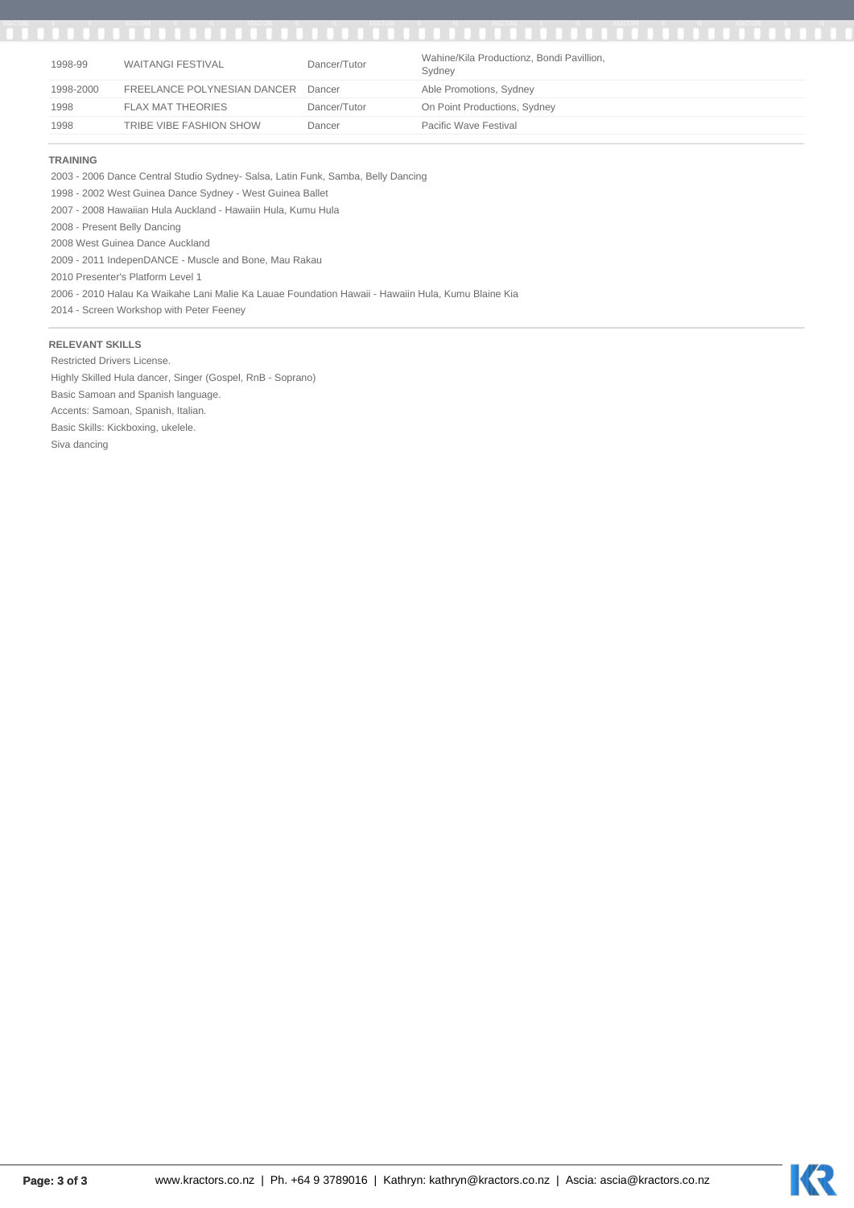| | | | |
|---|---|---|---|
| 1998-99 | WAITANGI FESTIVAL | Dancer/Tutor | Wahine/Kila Productionz, Bondi Pavillion, Sydney |
| 1998-2000 | FREELANCE POLYNESIAN DANCER | Dancer | Able Promotions, Sydney |
| 1998 | FLAX MAT THEORIES | Dancer/Tutor | On Point Productions, Sydney |
| 1998 | TRIBE VIBE FASHION SHOW | Dancer | Pacific Wave Festival |

**TRAINING**

2003 - 2006 Dance Central Studio Sydney- Salsa, Latin Funk, Samba, Belly Dancing

1998 - 2002 West Guinea Dance Sydney - West Guinea Ballet

2007 - 2008 Hawaiian Hula Auckland - Hawaiin Hula, Kumu Hula

2008 - Present Belly Dancing

2008 West Guinea Dance Auckland

2009 - 2011 IndepenDANCE - Muscle and Bone, Mau Rakau

2010 Presenter's Platform Level 1

2006 - 2010 Halau Ka Waikahe Lani Malie Ka Lauae Foundation Hawaii - Hawaiin Hula, Kumu Blaine Kia

2014 - Screen Workshop with Peter Feeney

**RELEVANT SKILLS**

Restricted Drivers License.

Highly Skilled Hula dancer, Singer (Gospel, RnB - Soprano)

Basic Samoan and Spanish language.

Accents: Samoan, Spanish, Italian.

Basic Skills: Kickboxing, ukelele.

Siva dancing